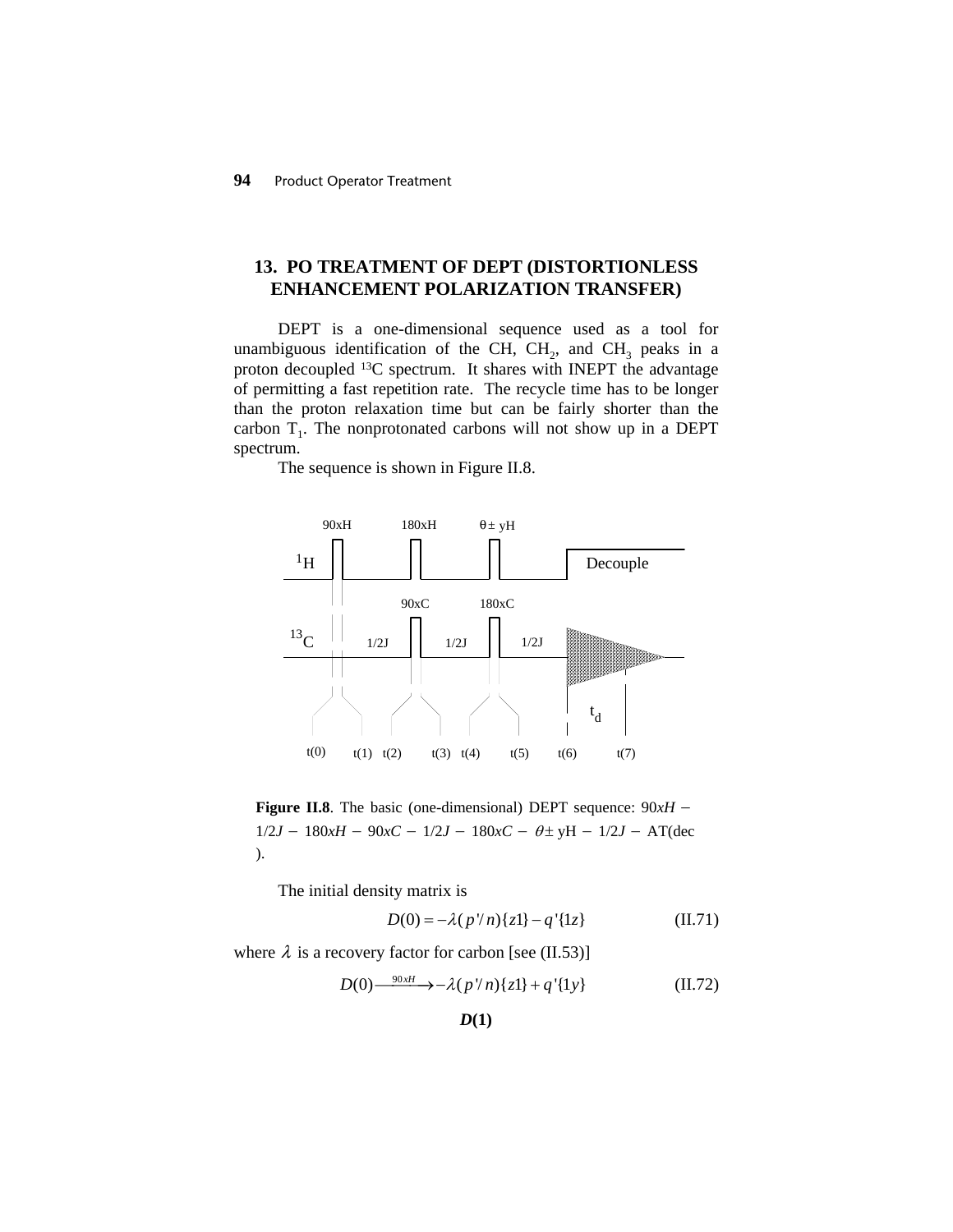## 13. PO TREATMENT OF DEPT (DISTORTIONLESS ENHANCEMENT POLARIZATION TRANSFER)

DEPT is a one-dimensional sequence used as a tool for unambiguous identification of the CH, $CH_2$, and $CH_3$ peaks in a proton decoupled $^{13}C$ spectrum. It shares with INEPT the advantage of permitting a fast repetition rate. The recycle time has to be longer than the proton relaxation time but can be fairly shorter than the carbon $T_1$. The nonprotonated carbons will not show up in a DEPT spectrum.

The sequence is shown in Figure II.8.

**Figure II.8**. The basic (one-dimensional) DEPT sequence: $90xH - 1/2J - 180xH - 90xC - 1/2J - 180xC - \theta \pm yH - 1/2J -$ AT(dec ).

The initial density matrix is

$$D(0) = -\lambda(p'/n)\{z1\} - q'\{1z\} \qquad \text{(II.71)}$$

where $\lambda$ is a recovery factor for carbon [see (II.53)]

$$D(0) \xrightarrow{90xH} -\lambda(p'/n)\{z1\} + q'\{1y\} \qquad \text{(II.72)}$$

$$\boldsymbol{D(1)}$$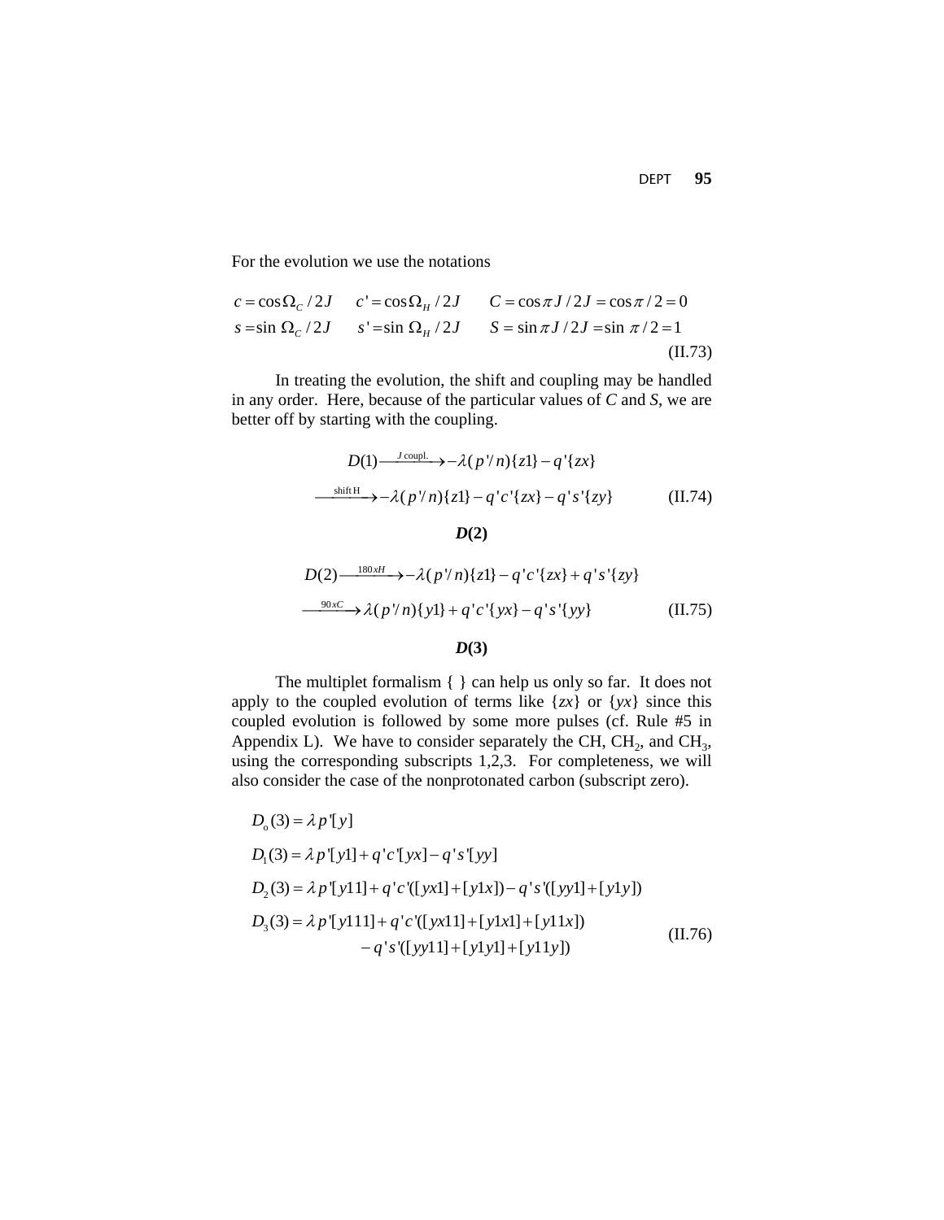For the evolution we use the notations

$$
\begin{array}{lll}
c = \cos\Omega_C / 2J & c' = \cos\Omega_H / 2J & C = \cos\pi J / 2J = \cos\pi/2 = 0 \\
s = \sin\,\Omega_C / 2J & s' = \sin\,\Omega_H / 2J & S = \sin\pi J / 2J = \sin\,\pi/2 = 1
\end{array}
\tag{II.73}
$$

In treating the evolution, the shift and coupling may be handled in any order. Here, because of the particular values of $C$ and $S$, we are better off by starting with the coupling.

$$
D(1) \xrightarrow{J\text{ coupl.}} -\lambda(p'/n)\{z1\} - q'\{zx\}
$$

$$
\xrightarrow{\text{shift H}} -\lambda(p'/n)\{z1\} - q'c'\{zx\} - q's'\{zy\} \tag{II.74}
$$

***D*(2)**

$$
D(2) \xrightarrow{180xH} -\lambda(p'/n)\{z1\} - q'c'\{zx\} + q's'\{zy\}
$$

$$
\xrightarrow{90xC} \lambda(p'/n)\{y1\} + q'c'\{yx\} - q's'\{yy\} \tag{II.75}
$$

***D*(3)**

The multiplet formalism { } can help us only so far. It does not apply to the coupled evolution of terms like {*zx*} or {*yx*} since this coupled evolution is followed by some more pulses (cf. Rule #5 in Appendix L). We have to consider separately the CH, $CH_2$, and $CH_3$, using the corresponding subscripts 1,2,3. For completeness, we will also consider the case of the nonprotonated carbon (subscript zero).

$$
\begin{aligned}
D_o(3) &= \lambda p'[y] \\
D_1(3) &= \lambda p'[y1] + q'c'[yx] - q's'[yy] \\
D_2(3) &= \lambda p'[y11] + q'c'([yx1] + [y1x]) - q's'([yy1] + [y1y]) \\
D_3(3) &= \lambda p'[y111] + q'c'([yx11] + [y1x1] + [y11x]) \\
&\qquad - q's'([yy11] + [y1y1] + [y11y])
\end{aligned}
\tag{II.76}
$$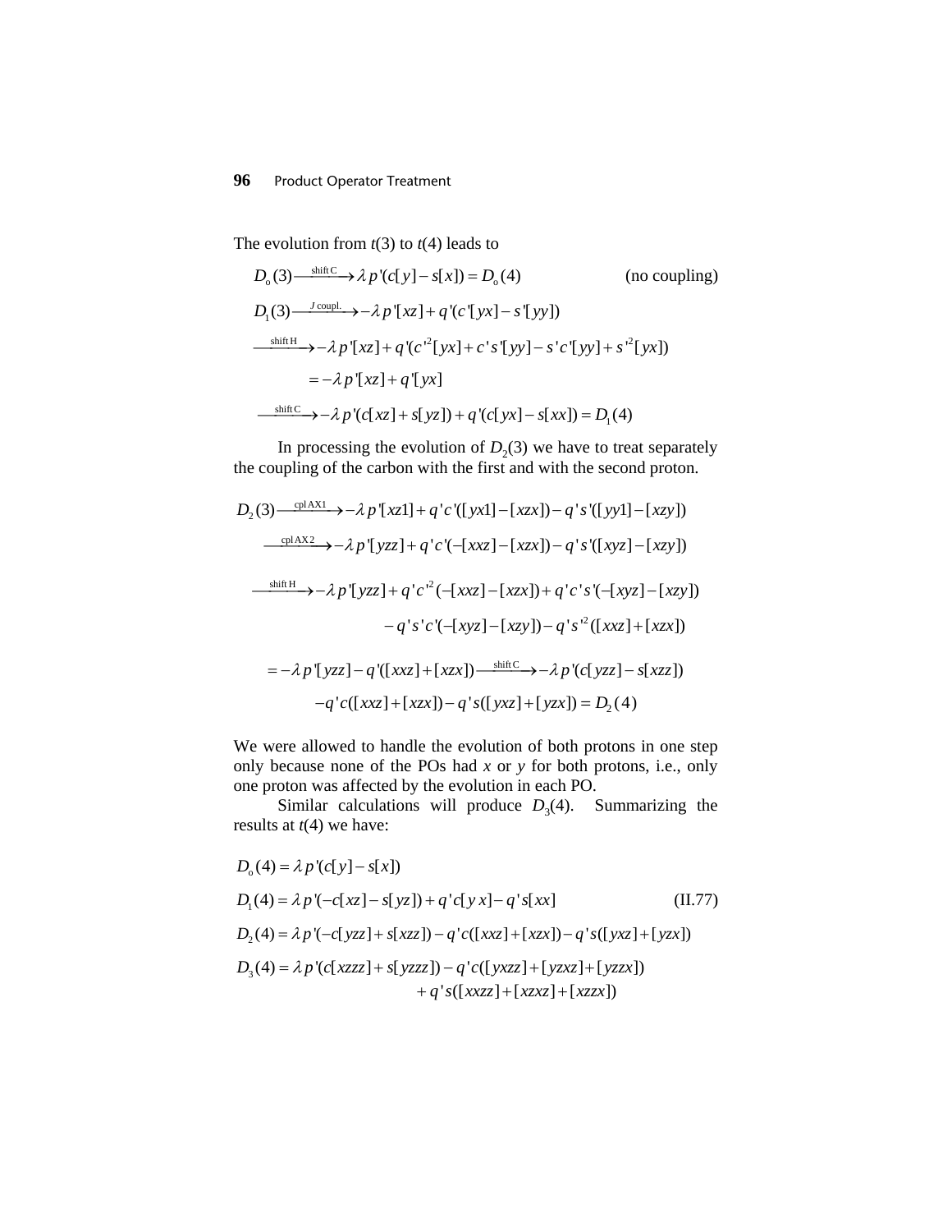The evolution from $t(3)$ to $t(4)$ leads to

$$D_o(3) \xrightarrow{\text{shift C}} \lambda p'(c[y] - s[x]) = D_o(4) \qquad \text{(no coupling)}$$

$$D_1(3) \xrightarrow{J\text{ coupl.}} -\lambda p'[xz] + q'(c'[yx] - s'[yy])$$

$$\xrightarrow{\text{shift H}} -\lambda p'[xz] + q'(c'^2[yx] + c's'[yy] - s'c'[yy] + s'^2[yx])$$

$$= -\lambda p'[xz] + q'[yx]$$

$$\xrightarrow{\text{shift C}} -\lambda p'(c[xz] + s[yz]) + q'(c[yx] - s[xx]) = D_1(4)$$

In processing the evolution of $D_2(3)$ we have to treat separately the coupling of the carbon with the first and with the second proton.

$$D_2(3) \xrightarrow{\text{cpl AX1}} -\lambda p'[xz1] + q'c'([yx1] - [xzx]) - q's'([yy1] - [xzy])$$

$$\xrightarrow{\text{cpl AX2}} -\lambda p'[yzz] + q'c'(-[xxz] - [xzx]) - q's'([xyz] - [xzy])$$

$$\xrightarrow{\text{shift H}} -\lambda p'[yzz] + q'c'^2(-[xxz] - [xzx]) + q'c's'(-[xyz] - [xzy])$$

$$- q's'c'(-[xyz] - [xzy]) - q's'^2([xxz] + [xzx])$$

$$= -\lambda p'[yzz] - q'([xxz] + [xzx]) \xrightarrow{\text{shift C}} -\lambda p'(c[yzz] - s[xzz])$$

$$-q'c([xxz] + [xzx]) - q's([yxz] + [yzx]) = D_2(4)$$

We were allowed to handle the evolution of both protons in one step only because none of the POs had $x$ or $y$ for both protons, i.e., only one proton was affected by the evolution in each PO.

Similar calculations will produce $D_3(4)$. Summarizing the results at $t(4)$ we have:

$$\begin{aligned}
D_o(4) &= \lambda p'(c[y] - s[x]) \\
D_1(4) &= \lambda p'(-c[xz] - s[yz]) + q'c[y\,x] - q's[xx] \qquad \text{(II.77)} \\
D_2(4) &= \lambda p'(-c[yzz] + s[xzz]) - q'c([xxz] + [xzx]) - q's([yxz] + [yzx]) \\
D_3(4) &= \lambda p'(c[xzzz] + s[yzzz]) - q'c([yxzz] + [yzxz] + [yzzx]) \\
&\qquad + q's([xxzz] + [xzxz] + [xzzx])
\end{aligned}$$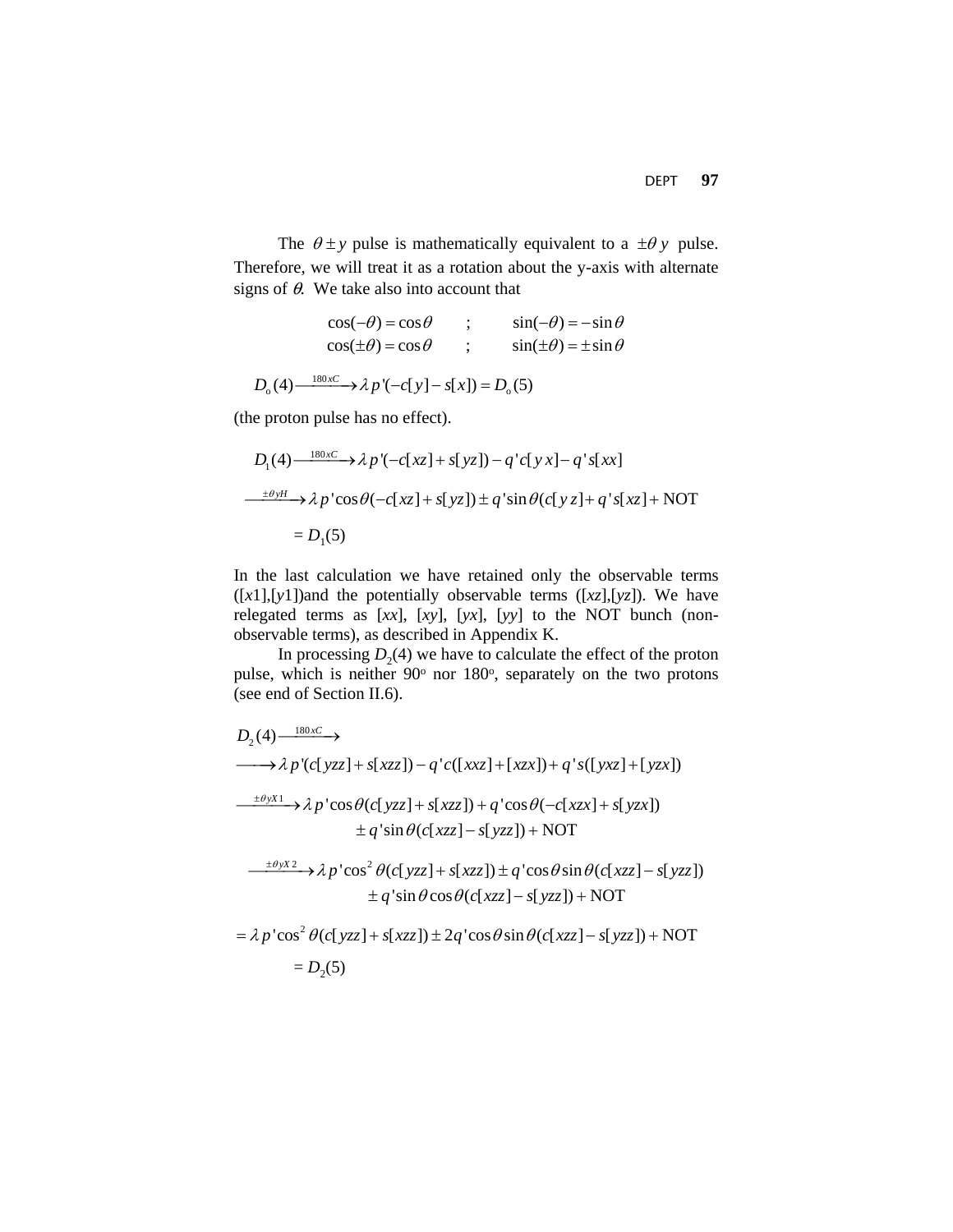The $\theta \pm y$ pulse is mathematically equivalent to a $\pm\theta\, y$ pulse. Therefore, we will treat it as a rotation about the y-axis with alternate signs of $\theta$. We take also into account that

$$\cos(-\theta) = \cos\theta \quad ; \quad \sin(-\theta) = -\sin\theta$$
$$\cos(\pm\theta) = \cos\theta \quad ; \quad \sin(\pm\theta) = \pm\sin\theta$$

$$D_o(4) \xrightarrow{180xC} \lambda p'(-c[y] - s[x]) = D_o(5)$$

(the proton pulse has no effect).

$$D_1(4) \xrightarrow{180xC} \lambda p'(-c[xz] + s[yz]) - q'c[yx] - q's[xx]$$

$$\xrightarrow{\pm\theta yH} \lambda p'\cos\theta(-c[xz] + s[yz]) \pm q'\sin\theta(c[yz] + q's[xz] + \text{NOT}$$

$$= D_1(5)$$

In the last calculation we have retained only the observable terms ([*x*1],[*y*1])and the potentially observable terms ([*xz*],[*yz*]). We have relegated terms as [*xx*], [*xy*], [*yx*], [*yy*] to the NOT bunch (non-observable terms), as described in Appendix K.

In processing $D_2(4)$ we have to calculate the effect of the proton pulse, which is neither 90° nor 180°, separately on the two protons (see end of Section II.6).

$$D_2(4) \xrightarrow{180xC}$$

$$\longrightarrow \lambda p'(c[yzz] + s[xzz]) - q'c([xxz] + [xzx]) + q's([yxz] + [yzx])$$

$$\xrightarrow{\pm\theta yX1} \lambda p'\cos\theta(c[yzz] + s[xzz]) + q'\cos\theta(-c[xzx] + s[yzx])$$
$$\pm q'\sin\theta(c[xzz] - s[yzz]) + \text{NOT}$$

$$\xrightarrow{\pm\theta yX2} \lambda p'\cos^2\theta(c[yzz] + s[xzz]) \pm q'\cos\theta\sin\theta(c[xzz] - s[yzz])$$
$$\pm q'\sin\theta\cos\theta(c[xzz] - s[yzz]) + \text{NOT}$$

$$= \lambda p'\cos^2\theta(c[yzz] + s[xzz]) \pm 2q'\cos\theta\sin\theta(c[xzz] - s[yzz]) + \text{NOT}$$

$$= D_2(5)$$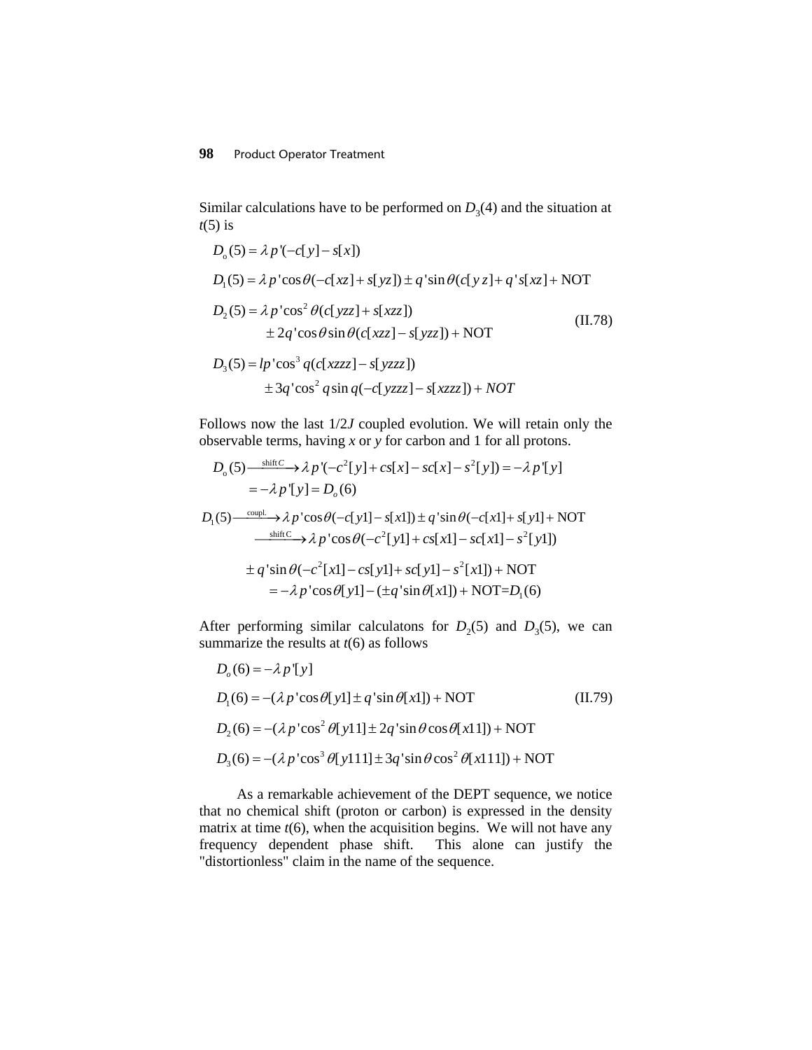Similar calculations have to be performed on $D_3(4)$ and the situation at $t(5)$ is

$$
\begin{aligned}
&D_o(5) = \lambda p'(-c[y] - s[x]) \\
&D_1(5) = \lambda p'\cos\theta(-c[xz] + s[yz]) \pm q'\sin\theta(c[y\,z] + q's[xz] + \text{NOT} \\
&D_2(5) = \lambda p'\cos^2\theta(c[yzz] + s[xzz]) \\
&\qquad\quad \pm 2q'\cos\theta\sin\theta(c[xzz] - s[yzz]) + \text{NOT} \qquad\qquad (\text{II.78}) \\
&D_3(5) = lp'\cos^3 q(c[xzzz] - s[yzzz]) \\
&\qquad\quad \pm 3q'\cos^2 q\sin q(-c[yzzz] - s[xzzz]) + NOT
\end{aligned}
$$

Follows now the last $1/2J$ coupled evolution. We will retain only the observable terms, having *x* or *y* for carbon and 1 for all protons.

$$
\begin{aligned}
&D_o(5) \xrightarrow{\text{shift}\,C} \lambda p'(-c^2[y] + cs[x] - sc[x] - s^2[y]) = -\lambda p'[y] \\
&\qquad = -\lambda p'[y] = D_o(6) \\
&D_1(5) \xrightarrow{\text{coupl.}} \lambda p'\cos\theta(-c[y1] - s[x1]) \pm q'\sin\theta(-c[x1] + s[y1] + \text{NOT} \\
&\qquad \xrightarrow{\text{shift}\,C} \lambda p'\cos\theta(-c^2[y1] + cs[x1] - sc[x1] - s^2[y1]) \\
&\qquad \pm q'\sin\theta(-c^2[x1] - cs[y1] + sc[y1] - s^2[x1]) + \text{NOT} \\
&\qquad\quad = -\lambda p'\cos\theta[y1] - (\pm q'\sin\theta[x1]) + \text{NOT} = D_1(6)
\end{aligned}
$$

After performing similar calculatons for $D_2(5)$ and $D_3(5)$, we can summarize the results at $t(6)$ as follows

$$
\begin{aligned}
&D_o(6) = -\lambda p'[y] \\
&D_1(6) = -(\lambda p'\cos\theta[y1] \pm q'\sin\theta[x1]) + \text{NOT} \qquad\qquad (\text{II.79}) \\
&D_2(6) = -(\lambda p'\cos^2\theta[y11] \pm 2q'\sin\theta\cos\theta[x11]) + \text{NOT} \\
&D_3(6) = -(\lambda p'\cos^3\theta[y111] \pm 3q'\sin\theta\cos^2\theta[x111]) + \text{NOT}
\end{aligned}
$$

As a remarkable achievement of the DEPT sequence, we notice that no chemical shift (proton or carbon) is expressed in the density matrix at time $t(6)$, when the acquisition begins. We will not have any frequency dependent phase shift. This alone can justify the "distortionless" claim in the name of the sequence.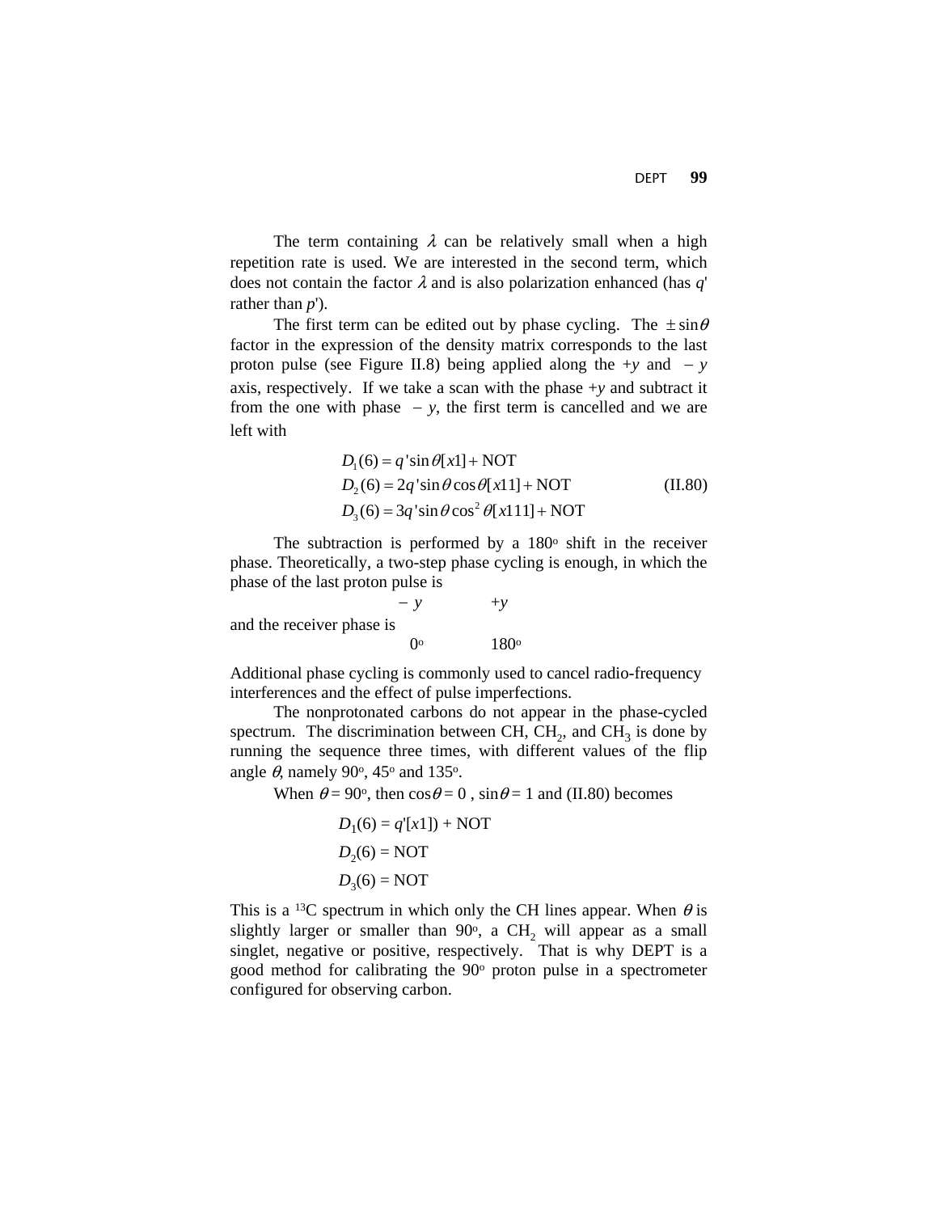The term containing $\lambda$ can be relatively small when a high repetition rate is used. We are interested in the second term, which does not contain the factor $\lambda$ and is also polarization enhanced (has $q'$ rather than $p'$).

The first term can be edited out by phase cycling. The $\pm\sin\theta$ factor in the expression of the density matrix corresponds to the last proton pulse (see Figure II.8) being applied along the $+y$ and $-y$ axis, respectively. If we take a scan with the phase $+y$ and subtract it from the one with phase $-y$, the first term is cancelled and we are left with

$$
\begin{aligned}
D_1(6) &= q'\sin\theta[x1] + \text{NOT} \\
D_2(6) &= 2q'\sin\theta\cos\theta[x11] + \text{NOT} \\
D_3(6) &= 3q'\sin\theta\cos^2\theta[x111] + \text{NOT}
\end{aligned}
\tag{II.80}
$$

The subtraction is performed by a 180° shift in the receiver phase. Theoretically, a two-step phase cycling is enough, in which the phase of the last proton pulse is

$$-y \qquad +y$$

and the receiver phase is

$$0^\circ \qquad 180^\circ$$

Additional phase cycling is commonly used to cancel radio-frequency interferences and the effect of pulse imperfections.

The nonprotonated carbons do not appear in the phase-cycled spectrum. The discrimination between CH, $CH_2$, and $CH_3$ is done by running the sequence three times, with different values of the flip angle $\theta$, namely 90°, 45° and 135°.

When $\theta = 90^\circ$, then $\cos\theta = 0$ , $\sin\theta = 1$ and (II.80) becomes

$$
\begin{aligned}
D_1(6) &= q'[x1]) + \text{NOT} \\
D_2(6) &= \text{NOT} \\
D_3(6) &= \text{NOT}
\end{aligned}
$$

This is a $^{13}C$ spectrum in which only the CH lines appear. When $\theta$ is slightly larger or smaller than 90°, a $CH_2$ will appear as a small singlet, negative or positive, respectively. That is why DEPT is a good method for calibrating the 90° proton pulse in a spectrometer configured for observing carbon.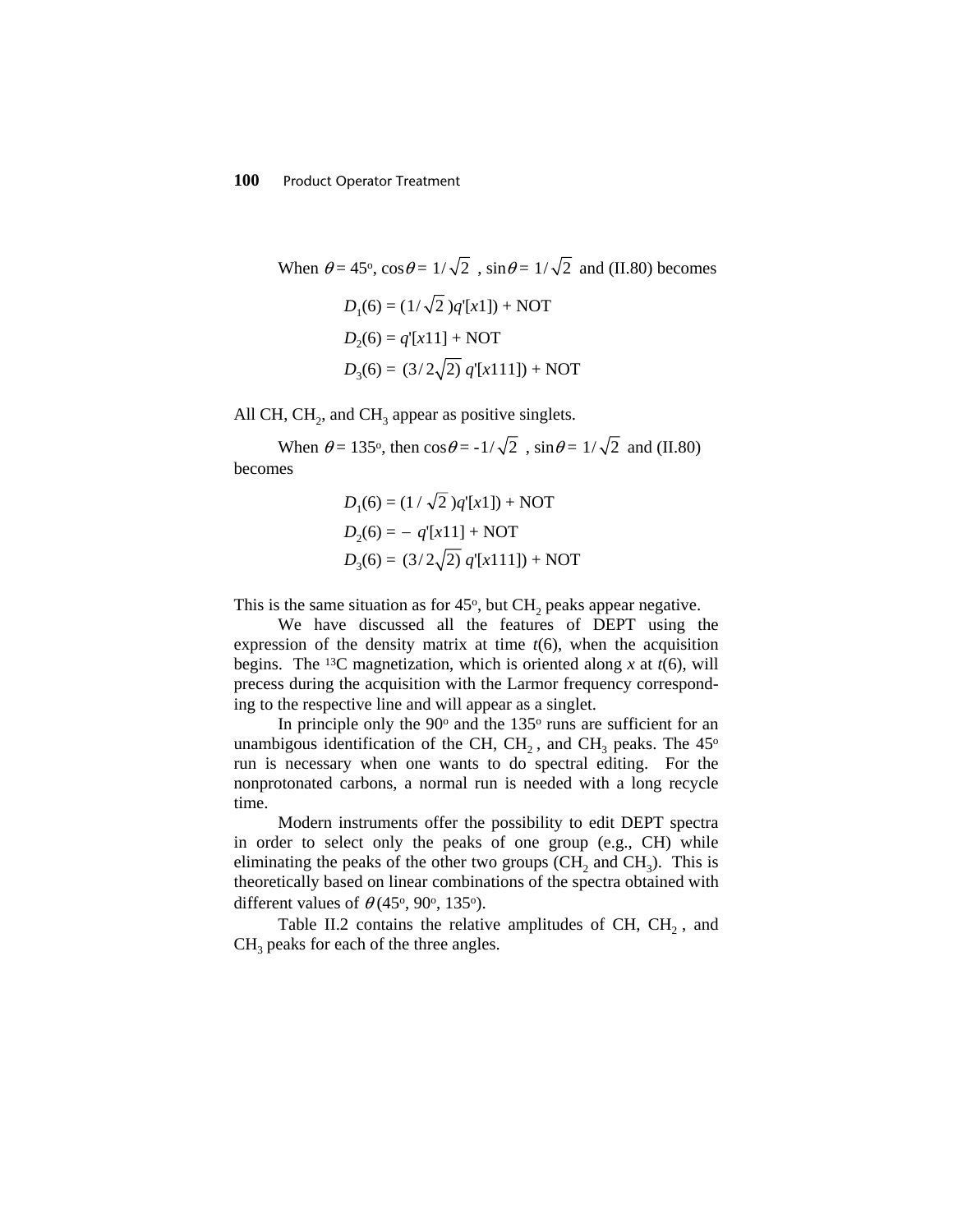When $\theta = 45^o$, $\cos\theta = 1/\sqrt{2}$ , $\sin\theta = 1/\sqrt{2}$ and (II.80) becomes

$$D_1(6) = (1/\sqrt{2})q'[x1]) + \text{NOT}$$

$$D_2(6) = q'[x11] + \text{NOT}$$

$$D_3(6) = (3/2\sqrt{2})\, q'[x111]) + \text{NOT}$$

All CH, $CH_2$, and $CH_3$ appear as positive singlets.

When $\theta = 135^o$, then $\cos\theta = -1/\sqrt{2}$ , $\sin\theta = 1/\sqrt{2}$ and (II.80) becomes

$$D_1(6) = (1/\sqrt{2})q'[x1]) + \text{NOT}$$

$$D_2(6) = -\, q'[x11] + \text{NOT}$$

$$D_3(6) = (3/2\sqrt{2})\, q'[x111]) + \text{NOT}$$

This is the same situation as for $45^o$, but $CH_2$ peaks appear negative.

We have discussed all the features of DEPT using the expression of the density matrix at time $t(6)$, when the acquisition begins. The $^{13}C$ magnetization, which is oriented along $x$ at $t(6)$, will precess during the acquisition with the Larmor frequency corresponding to the respective line and will appear as a singlet.

In principle only the $90^o$ and the $135^o$ runs are sufficient for an unambigous identification of the CH, $CH_2$ , and $CH_3$ peaks. The $45^o$ run is necessary when one wants to do spectral editing. For the nonprotonated carbons, a normal run is needed with a long recycle time.

Modern instruments offer the possibility to edit DEPT spectra in order to select only the peaks of one group (e.g., CH) while eliminating the peaks of the other two groups ($CH_2$ and $CH_3$). This is theoretically based on linear combinations of the spectra obtained with different values of $\theta$ ($45^o$, $90^o$, $135^o$).

Table II.2 contains the relative amplitudes of CH, $CH_2$ , and $CH_3$ peaks for each of the three angles.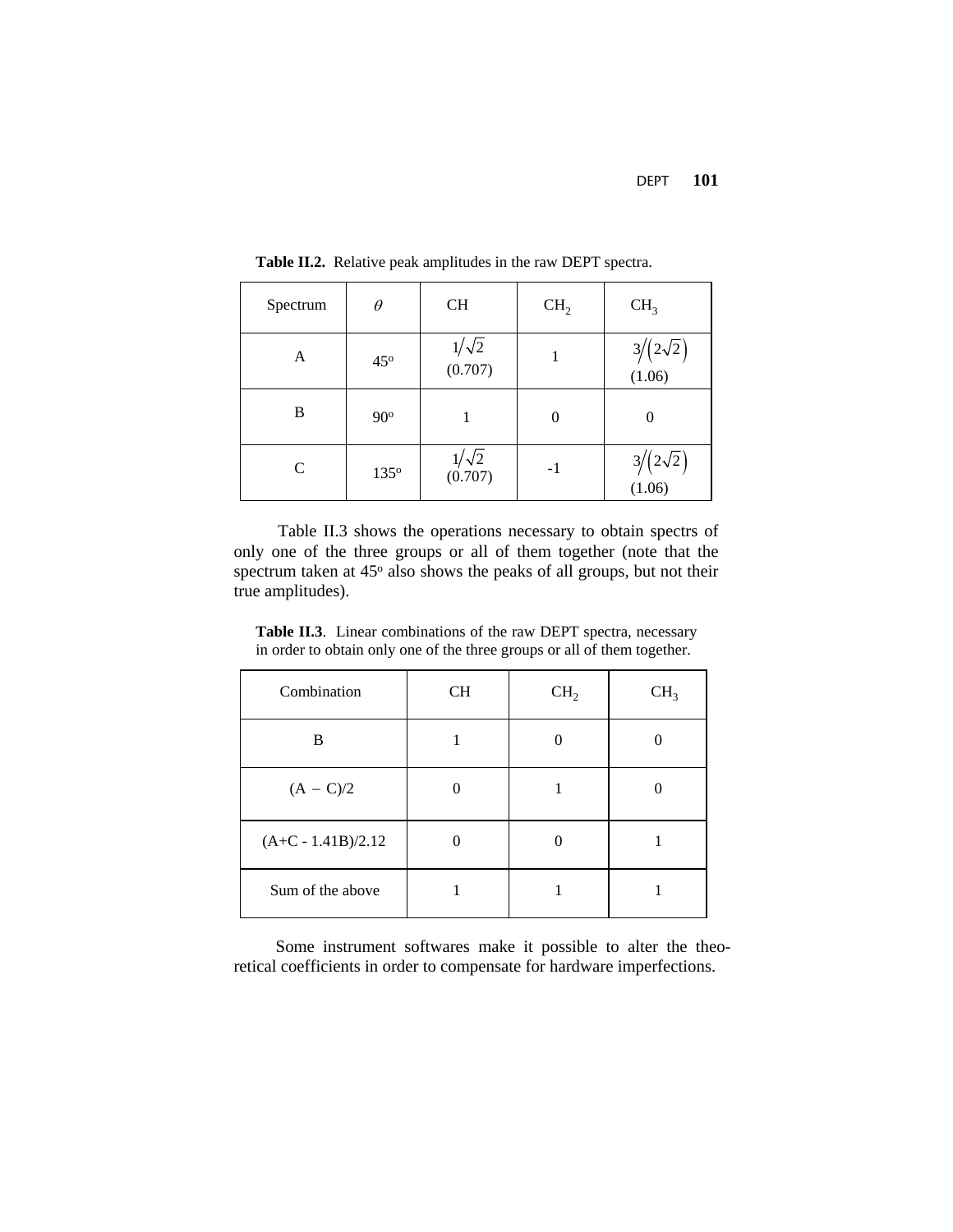**Table II.2.** Relative peak amplitudes in the raw DEPT spectra.

| Spectrum | $\theta$ | CH | $CH_2$ | $CH_3$ |
|---|---|---|---|---|
| A | 45° | $1/\sqrt{2}$ (0.707) | 1 | $3/(2\sqrt{2})$ (1.06) |
| B | 90° | 1 | 0 | 0 |
| C | 135° | $1/\sqrt{2}$ (0.707) | -1 | $3/(2\sqrt{2})$ (1.06) |

Table II.3 shows the operations necessary to obtain spectrs of only one of the three groups or all of them together (note that the spectrum taken at 45° also shows the peaks of all groups, but not their true amplitudes).

**Table II.3**. Linear combinations of the raw DEPT spectra, necessary in order to obtain only one of the three groups or all of them together.

| Combination | CH | $CH_2$ | $CH_3$ |
|---|---|---|---|
| B | 1 | 0 | 0 |
| (A − C)/2 | 0 | 1 | 0 |
| (A+C - 1.41B)/2.12 | 0 | 0 | 1 |
| Sum of the above | 1 | 1 | 1 |

Some instrument softwares make it possible to alter the theoretical coefficients in order to compensate for hardware imperfections.